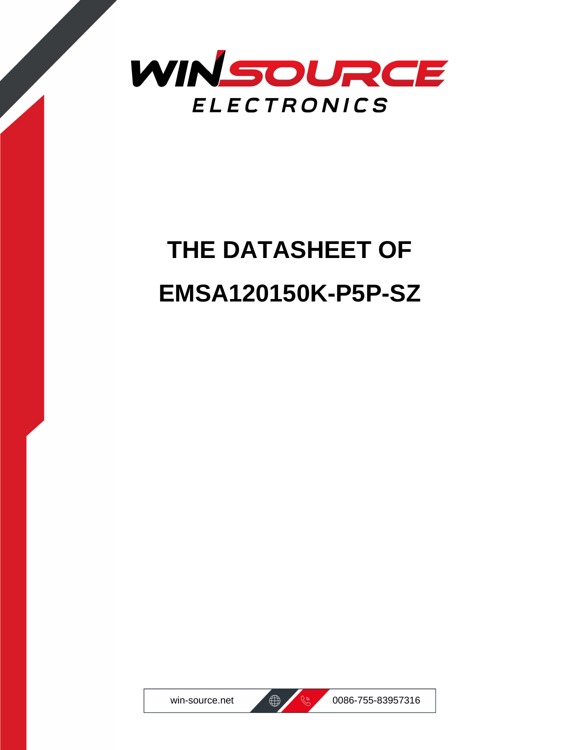WINSOURCE ELECTRONICS

# THE DATASHEET OF EMSA120150K-P5P-SZ

win-source.net 0086-755-83957316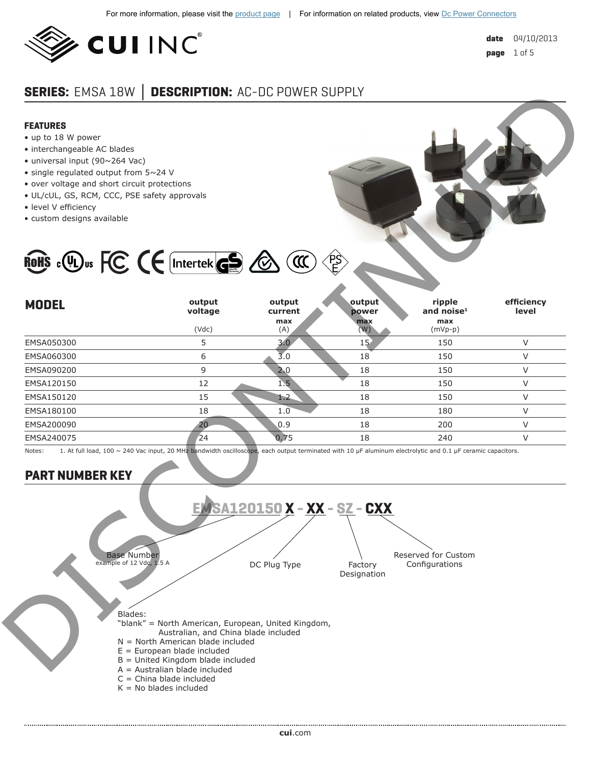For more information, please visit the product page | For information on related products, view Dc Power Connectors

date 04/10/2013

## SERIES: EMSA 18W │ DESCRIPTION: AC-DC POWER SUPPLY

DISCONTINUED

### FEATURES

- up to 18 W power
- interchangeable AC blades
- universal input (90~264 Vac)
- single regulated output from 5~24 V
- over voltage and short circuit protections
- UL/cUL, GS, RCM, CCC, PSE safety approvals
- level V efficiency
- custom designs available

## MODEL

| MODEL | output voltage (Vdc) | output current max (A) | output power max (W) | ripple and noise[1] max (mVp-p) | efficiency level |
|---|---|---|---|---|---|
| EMSA050300 | 5 | 3.0 | 15 | 150 | V |
| EMSA060300 | 6 | 3.0 | 18 | 150 | V |
| EMSA090200 | 9 | 2.0 | 18 | 150 | V |
| EMSA120150 | 12 | 1.5 | 18 | 150 | V |
| EMSA150120 | 15 | 1.2 | 18 | 150 | V |
| EMSA180100 | 18 | 1.0 | 18 | 180 | V |
| EMSA200090 | 20 | 0.9 | 18 | 200 | V |
| EMSA240075 | 24 | 0.75 | 18 | 240 | V |

Notes: 1. At full load, 100 ~ 240 Vac input, 20 MHz bandwidth oscilloscope, each output terminated with 10 μF aluminum electrolytic and 0.1 μF ceramic capacitors.

## PART NUMBER KEY

**EMSA120150 X - XX - SZ - CXX**

- Base Number (example of 12 Vdc, 1.5 A)
- DC Plug Type
- Factory Designation
- Reserved for Custom Configurations

Blades:
- "blank" = North American, European, United Kingdom, Australian, and China blade included
- N = North American blade included
- E = European blade included
- B = United Kingdom blade included
- A = Australian blade included
- C = China blade included
- K = No blades included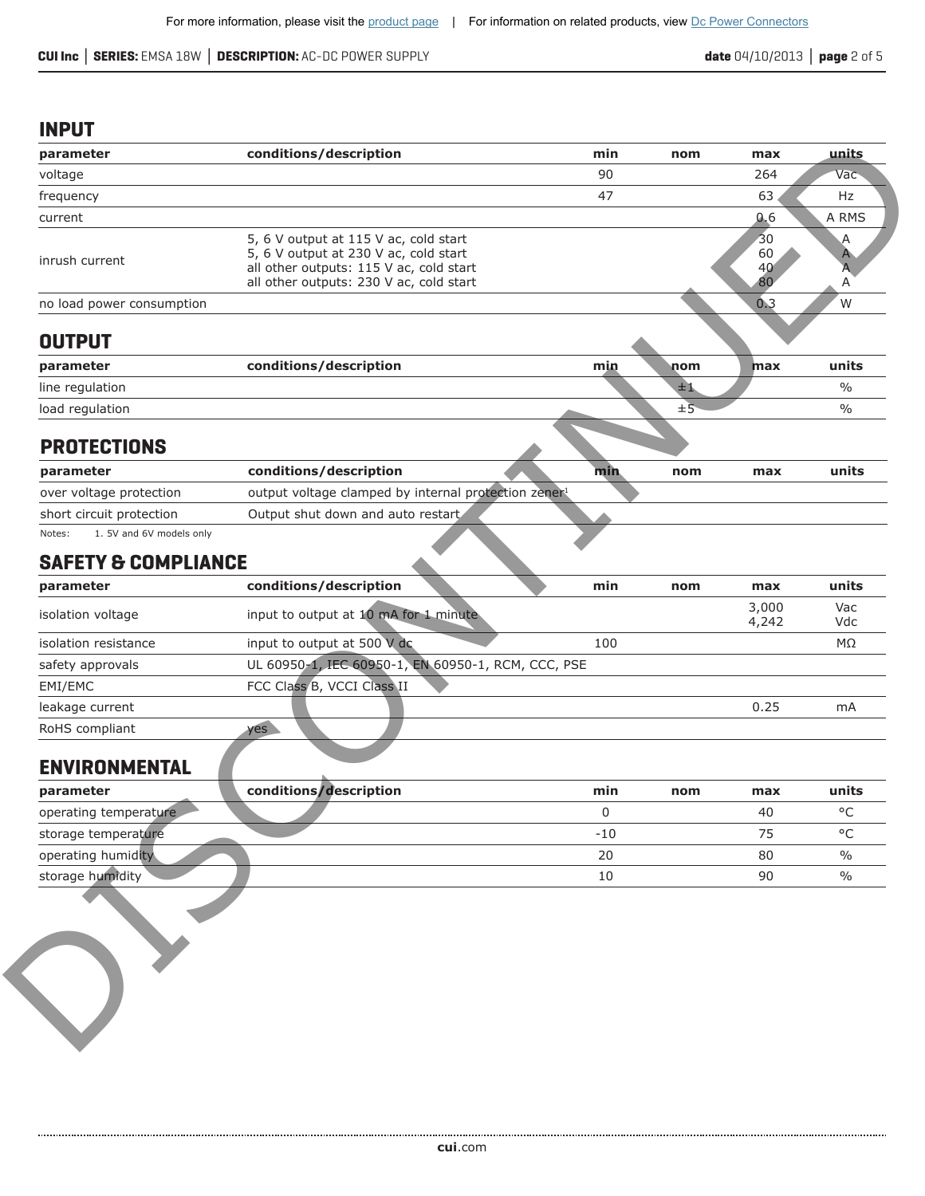## INPUT

| parameter | conditions/description | min | nom | max | units |
|---|---|---|---|---|---|
| voltage | | 90 | | 264 | Vac |
| frequency | | 47 | | 63 | Hz |
| current | | | | 0.6 | A RMS |
| inrush current | 5, 6 V output at 115 V ac, cold start<br>5, 6 V output at 230 V ac, cold start<br>all other outputs: 115 V ac, cold start<br>all other outputs: 230 V ac, cold start | | | 30<br>60<br>40<br>80 | A<br>A<br>A<br>A |
| no load power consumption | | | | 0.3 | W |

## OUTPUT

| parameter | conditions/description | min | nom | max | units |
|---|---|---|---|---|---|
| line regulation | | | ±1 | | % |
| load regulation | | | ±5 | | % |

## PROTECTIONS

| parameter | conditions/description | min | nom | max | units |
|---|---|---|---|---|---|
| over voltage protection | output voltage clamped by internal protection zener[1] | | | | |
| short circuit protection | Output shut down and auto restart | | | | |

Notes: 1. 5V and 6V models only

## SAFETY & COMPLIANCE

| parameter | conditions/description | min | nom | max | units |
|---|---|---|---|---|---|
| isolation voltage | input to output at 10 mA for 1 minute | | | 3,000<br>4,242 | Vac<br>Vdc |
| isolation resistance | input to output at 500 V dc | 100 | | | MΩ |
| safety approvals | UL 60950-1, IEC 60950-1, EN 60950-1, RCM, CCC, PSE | | | | |
| EMI/EMC | FCC Class B, VCCI Class II | | | | |
| leakage current | | | | 0.25 | mA |
| RoHS compliant | yes | | | | |

## ENVIRONMENTAL

| parameter | conditions/description | min | nom | max | units |
|---|---|---|---|---|---|
| operating temperature | | 0 | | 40 | °C |
| storage temperature | | -10 | | 75 | °C |
| operating humidity | | 20 | | 80 | % |
| storage humidity | | 10 | | 90 | % |

DISCONTINUED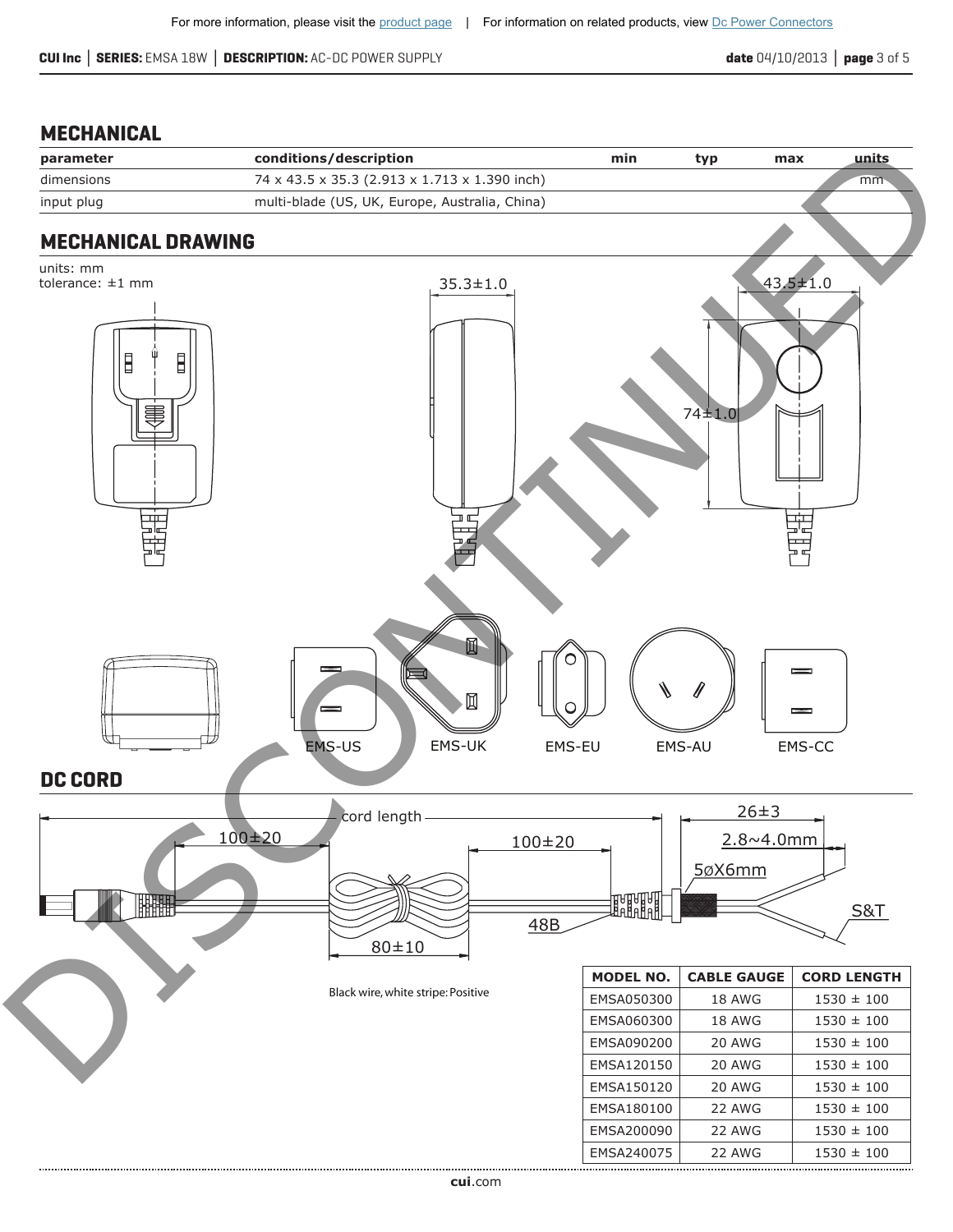## MECHANICAL

| parameter | conditions/description | min | typ | max | units |
|---|---|---|---|---|---|
| dimensions | 74 x 43.5 x 35.3 (2.913 x 1.713 x 1.390 inch) | | | | mm |
| input plug | multi-blade (US, UK, Europe, Australia, China) | | | | |

## MECHANICAL DRAWING

units: mm
tolerance: ±1 mm

35.3±1.0

43.5±1.0

74±1.0

EMS-US EMS-UK EMS-EU EMS-AU EMS-CC

## DC CORD

cord length

100±20 100±20 26±3

2.8~4.0mm

5øX6mm

S&T

48B

80±10

Black wire, white stripe: Positive

| MODEL NO. | CABLE GAUGE | CORD LENGTH |
|---|---|---|
| EMSA050300 | 18 AWG | 1530 ± 100 |
| EMSA060300 | 18 AWG | 1530 ± 100 |
| EMSA090200 | 20 AWG | 1530 ± 100 |
| EMSA120150 | 20 AWG | 1530 ± 100 |
| EMSA150120 | 20 AWG | 1530 ± 100 |
| EMSA180100 | 22 AWG | 1530 ± 100 |
| EMSA200090 | 22 AWG | 1530 ± 100 |
| EMSA240075 | 22 AWG | 1530 ± 100 |

DISCONTINUED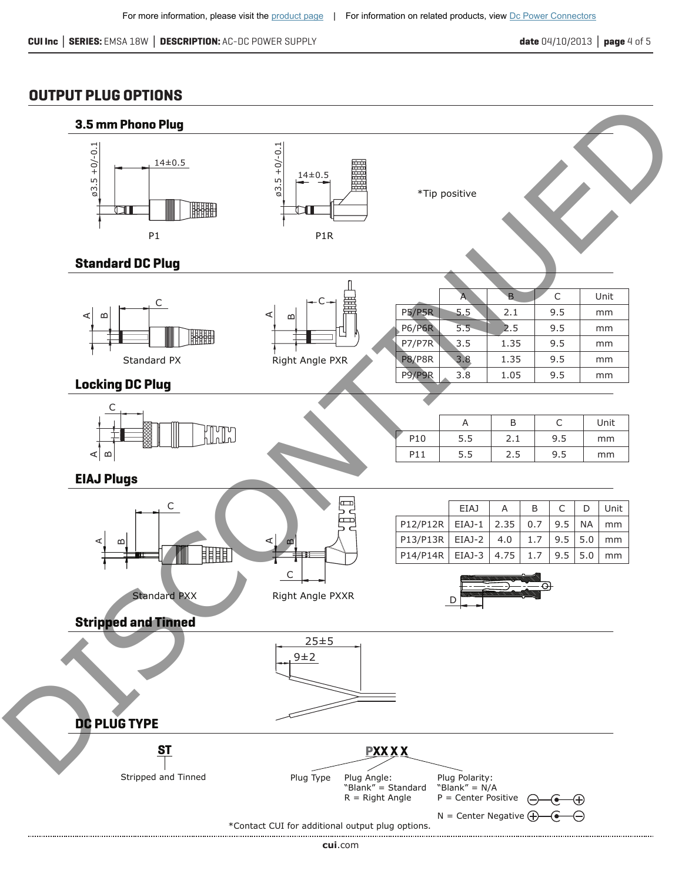## OUTPUT PLUG OPTIONS

### 3.5 mm Phono Plug

ø3.5 +0/-0.1 14±0.5

P1

ø3.5 +0/-0.1 14±0.5

P1R

*Tip positive

### Standard DC Plug

Standard PX

Right Angle PXR

| | A | B | C | Unit |
|---|---|---|---|---|
| P5/P5R | 5.5 | 2.1 | 9.5 | mm |
| P6/P6R | 5.5 | 2.5 | 9.5 | mm |
| P7/P7R | 3.5 | 1.35 | 9.5 | mm |
| P8/P8R | 3.8 | 1.35 | 9.5 | mm |
| P9/P9R | 3.8 | 1.05 | 9.5 | mm |

### Locking DC Plug

| | A | B | C | Unit |
|---|---|---|---|---|
| P10 | 5.5 | 2.1 | 9.5 | mm |
| P11 | 5.5 | 2.5 | 9.5 | mm |

### EIAJ Plugs

Standard PXX

Right Angle PXXR

| | EIAJ | A | B | C | D | Unit |
|---|---|---|---|---|---|---|
| P12/P12R | EIAJ-1 | 2.35 | 0.7 | 9.5 | NA | mm |
| P13/P13R | EIAJ-2 | 4.0 | 1.7 | 9.5 | 5.0 | mm |
| P14/P14R | EIAJ-3 | 4.75 | 1.7 | 9.5 | 5.0 | mm |

### Stripped and Tinned

25±5

9±2

## DC PLUG TYPE

**ST**

Stripped and Tinned

**PXX X X**

Plug Type

Plug Angle:
"Blank" = Standard
R = Right Angle

Plug Polarity:
"Blank" = N/A
P = Center Positive
N = Center Negative

*Contact CUI for additional output plug options.

DISCONTINUED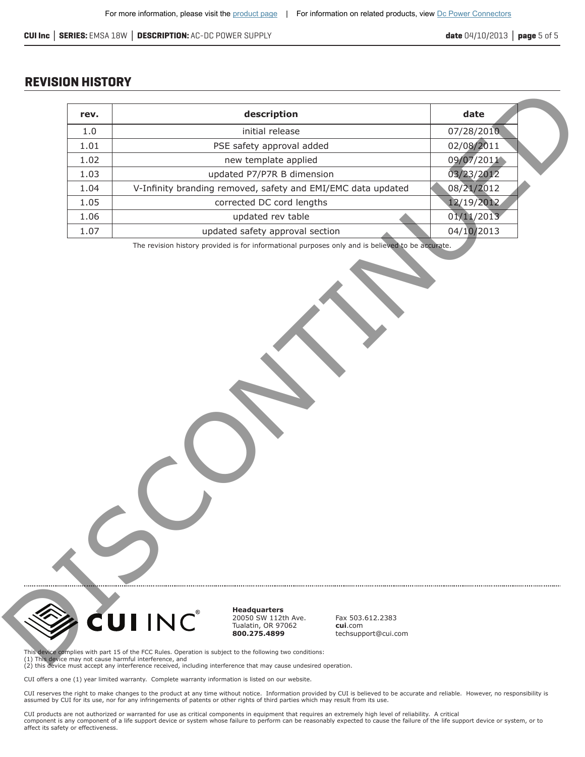## REVISION HISTORY

| rev. | description | date |
| --- | --- | --- |
| 1.0 | initial release | 07/28/2010 |
| 1.01 | PSE safety approval added | 02/08/2011 |
| 1.02 | new template applied | 09/07/2011 |
| 1.03 | updated P7/P7R B dimension | 03/23/2012 |
| 1.04 | V-Infinity branding removed, safety and EMI/EMC data updated | 08/21/2012 |
| 1.05 | corrected DC cord lengths | 12/19/2012 |
| 1.06 | updated rev table | 01/11/2013 |
| 1.07 | updated safety approval section | 04/10/2013 |

The revision history provided is for informational purposes only and is believed to be accurate.

DISCONTINUED

CUI INC®

**Headquarters**
20050 SW 112th Ave.
Tualatin, OR 97062
**800.275.4899**

Fax 503.612.2383
**cui**.com
techsupport@cui.com

This device complies with part 15 of the FCC Rules. Operation is subject to the following two conditions:
(1) This device may not cause harmful interference, and
(2) this device must accept any interference received, including interference that may cause undesired operation.

CUI offers a one (1) year limited warranty. Complete warranty information is listed on our website.

CUI reserves the right to make changes to the product at any time without notice. Information provided by CUI is believed to be accurate and reliable. However, no responsibility is assumed by CUI for its use, nor for any infringements of patents or other rights of third parties which may result from its use.

CUI products are not authorized or warranted for use as critical components in equipment that requires an extremely high level of reliability. A critical component is any component of a life support device or system whose failure to perform can be reasonably expected to cause the failure of the life support device or system, or to affect its safety or effectiveness.